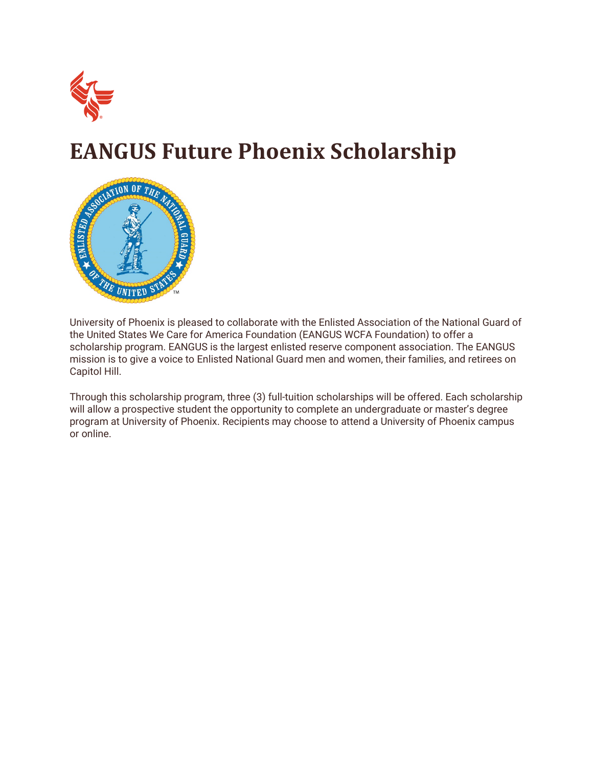# EANGUS Future Phoenix Scholarship

University of Phoenix is pleased to collaborate with the Enlisted Association of the National Guard of the United States We Care for America Foundation (EANGUS WCFA Foundation) to offer a scholarship program. EANGUS is the largest enlisted reserve component association. The EANGUS mission is to give a voice to Enlisted National Guard men and women, their families, and retirees on Capitol Hill.

Through this scholarship program, three (3) full-tuition scholarships will be offered. Each scholarship will allow a prospective student the opportunity to complete an undergraduate or master's degree program at University of Phoenix. Recipients may choose to attend a University of Phoenix campus or online.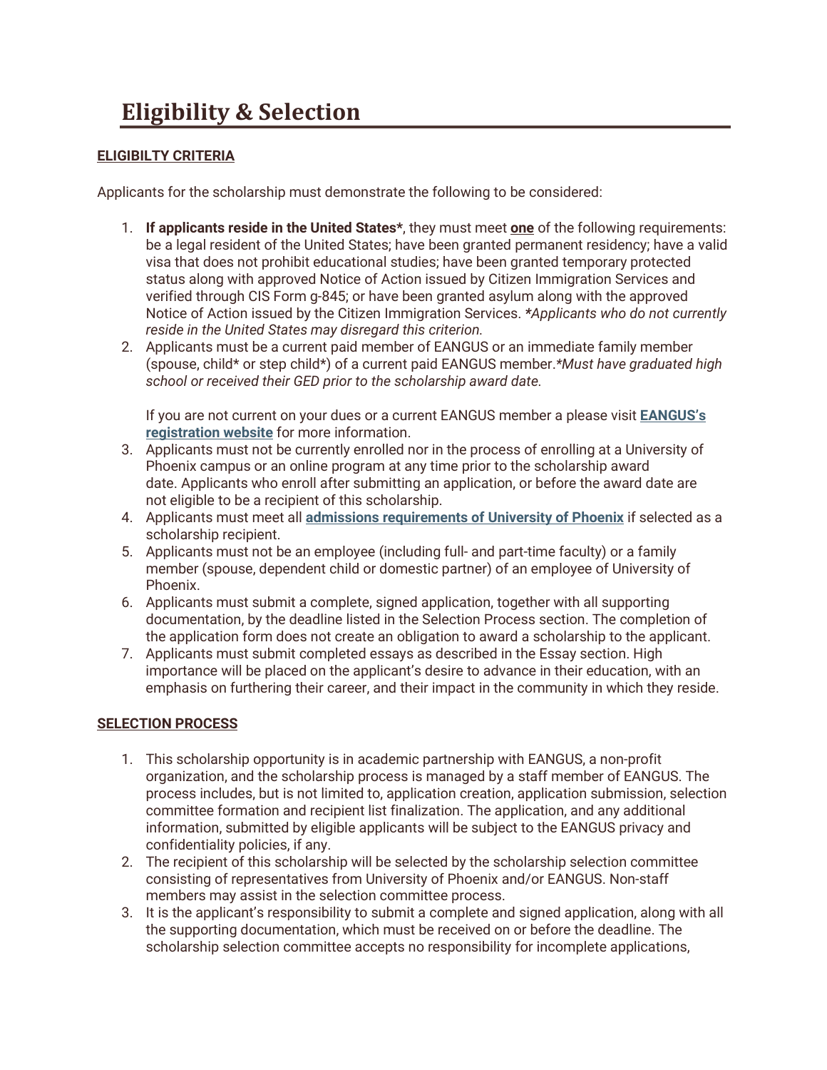# Eligibility & Selection

**ELIGIBILTY CRITERIA**

Applicants for the scholarship must demonstrate the following to be considered:

1. **If applicants reside in the United States***, they must meet **one** of the following requirements: be a legal resident of the United States; have been granted permanent residency; have a valid visa that does not prohibit educational studies; have been granted temporary protected status along with approved Notice of Action issued by Citizen Immigration Services and verified through CIS Form g-845; or have been granted asylum along with the approved Notice of Action issued by the Citizen Immigration Services. **Applicants who do not currently reside in the United States may disregard this criterion.*
2. Applicants must be a current paid member of EANGUS or an immediate family member (spouse, child* or step child*) of a current paid EANGUS member.**Must have graduated high school or received their GED prior to the scholarship award date.*

   If you are not current on your dues or a current EANGUS member a please visit **EANGUS's registration website** for more information.
3. Applicants must not be currently enrolled nor in the process of enrolling at a University of Phoenix campus or an online program at any time prior to the scholarship award date. Applicants who enroll after submitting an application, or before the award date are not eligible to be a recipient of this scholarship.
4. Applicants must meet all **admissions requirements of University of Phoenix** if selected as a scholarship recipient.
5. Applicants must not be an employee (including full- and part-time faculty) or a family member (spouse, dependent child or domestic partner) of an employee of University of Phoenix.
6. Applicants must submit a complete, signed application, together with all supporting documentation, by the deadline listed in the Selection Process section. The completion of the application form does not create an obligation to award a scholarship to the applicant.
7. Applicants must submit completed essays as described in the Essay section. High importance will be placed on the applicant's desire to advance in their education, with an emphasis on furthering their career, and their impact in the community in which they reside.

**SELECTION PROCESS**

1. This scholarship opportunity is in academic partnership with EANGUS, a non-profit organization, and the scholarship process is managed by a staff member of EANGUS. The process includes, but is not limited to, application creation, application submission, selection committee formation and recipient list finalization. The application, and any additional information, submitted by eligible applicants will be subject to the EANGUS privacy and confidentiality policies, if any.
2. The recipient of this scholarship will be selected by the scholarship selection committee consisting of representatives from University of Phoenix and/or EANGUS. Non-staff members may assist in the selection committee process.
3. It is the applicant's responsibility to submit a complete and signed application, along with all the supporting documentation, which must be received on or before the deadline. The scholarship selection committee accepts no responsibility for incomplete applications,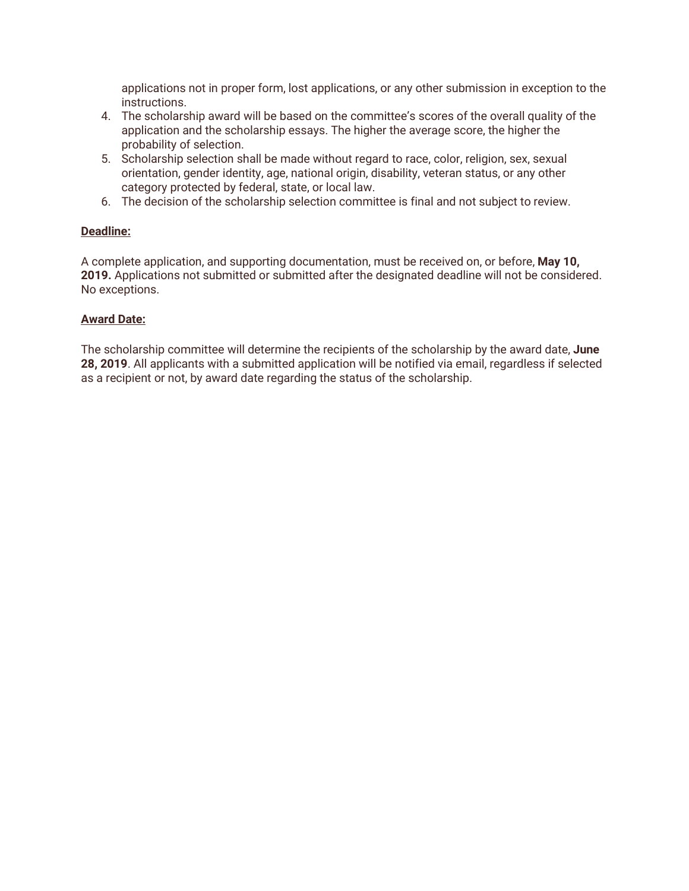applications not in proper form, lost applications, or any other submission in exception to the instructions.

4. The scholarship award will be based on the committee's scores of the overall quality of the application and the scholarship essays. The higher the average score, the higher the probability of selection.
5. Scholarship selection shall be made without regard to race, color, religion, sex, sexual orientation, gender identity, age, national origin, disability, veteran status, or any other category protected by federal, state, or local law.
6. The decision of the scholarship selection committee is final and not subject to review.

**Deadline:**

A complete application, and supporting documentation, must be received on, or before, **May 10, 2019.** Applications not submitted or submitted after the designated deadline will not be considered. No exceptions.

**Award Date:**

The scholarship committee will determine the recipients of the scholarship by the award date, **June 28, 2019**. All applicants with a submitted application will be notified via email, regardless if selected as a recipient or not, by award date regarding the status of the scholarship.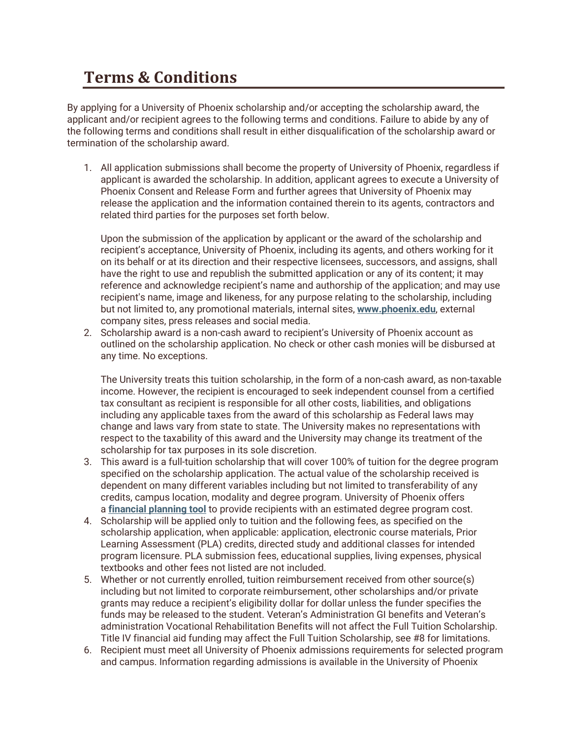# Terms & Conditions

By applying for a University of Phoenix scholarship and/or accepting the scholarship award, the applicant and/or recipient agrees to the following terms and conditions. Failure to abide by any of the following terms and conditions shall result in either disqualification of the scholarship award or termination of the scholarship award.

1. All application submissions shall become the property of University of Phoenix, regardless if applicant is awarded the scholarship. In addition, applicant agrees to execute a University of Phoenix Consent and Release Form and further agrees that University of Phoenix may release the application and the information contained therein to its agents, contractors and related third parties for the purposes set forth below.

   Upon the submission of the application by applicant or the award of the scholarship and recipient's acceptance, University of Phoenix, including its agents, and others working for it on its behalf or at its direction and their respective licensees, successors, and assigns, shall have the right to use and republish the submitted application or any of its content; it may reference and acknowledge recipient's name and authorship of the application; and may use recipient's name, image and likeness, for any purpose relating to the scholarship, including but not limited to, any promotional materials, internal sites, **www.phoenix.edu**, external company sites, press releases and social media.
2. Scholarship award is a non-cash award to recipient's University of Phoenix account as outlined on the scholarship application. No check or other cash monies will be disbursed at any time. No exceptions.

   The University treats this tuition scholarship, in the form of a non-cash award, as non-taxable income. However, the recipient is encouraged to seek independent counsel from a certified tax consultant as recipient is responsible for all other costs, liabilities, and obligations including any applicable taxes from the award of this scholarship as Federal laws may change and laws vary from state to state. The University makes no representations with respect to the taxability of this award and the University may change its treatment of the scholarship for tax purposes in its sole discretion.
3. This award is a full-tuition scholarship that will cover 100% of tuition for the degree program specified on the scholarship application. The actual value of the scholarship received is dependent on many different variables including but not limited to transferability of any credits, campus location, modality and degree program. University of Phoenix offers a **financial planning tool** to provide recipients with an estimated degree program cost.
4. Scholarship will be applied only to tuition and the following fees, as specified on the scholarship application, when applicable: application, electronic course materials, Prior Learning Assessment (PLA) credits, directed study and additional classes for intended program licensure. PLA submission fees, educational supplies, living expenses, physical textbooks and other fees not listed are not included.
5. Whether or not currently enrolled, tuition reimbursement received from other source(s) including but not limited to corporate reimbursement, other scholarships and/or private grants may reduce a recipient's eligibility dollar for dollar unless the funder specifies the funds may be released to the student. Veteran's Administration GI benefits and Veteran's administration Vocational Rehabilitation Benefits will not affect the Full Tuition Scholarship. Title IV financial aid funding may affect the Full Tuition Scholarship, see #8 for limitations.
6. Recipient must meet all University of Phoenix admissions requirements for selected program and campus. Information regarding admissions is available in the University of Phoenix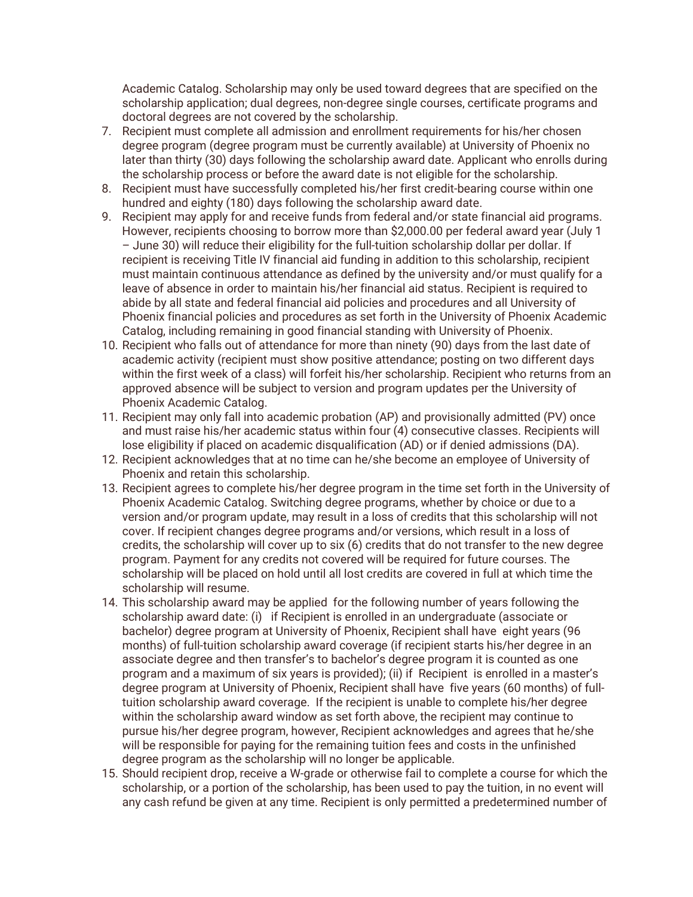Academic Catalog. Scholarship may only be used toward degrees that are specified on the scholarship application; dual degrees, non-degree single courses, certificate programs and doctoral degrees are not covered by the scholarship.

7. Recipient must complete all admission and enrollment requirements for his/her chosen degree program (degree program must be currently available) at University of Phoenix no later than thirty (30) days following the scholarship award date. Applicant who enrolls during the scholarship process or before the award date is not eligible for the scholarship.
8. Recipient must have successfully completed his/her first credit-bearing course within one hundred and eighty (180) days following the scholarship award date.
9. Recipient may apply for and receive funds from federal and/or state financial aid programs. However, recipients choosing to borrow more than $2,000.00 per federal award year (July 1 – June 30) will reduce their eligibility for the full-tuition scholarship dollar per dollar. If recipient is receiving Title IV financial aid funding in addition to this scholarship, recipient must maintain continuous attendance as defined by the university and/or must qualify for a leave of absence in order to maintain his/her financial aid status. Recipient is required to abide by all state and federal financial aid policies and procedures and all University of Phoenix financial policies and procedures as set forth in the University of Phoenix Academic Catalog, including remaining in good financial standing with University of Phoenix.
10. Recipient who falls out of attendance for more than ninety (90) days from the last date of academic activity (recipient must show positive attendance; posting on two different days within the first week of a class) will forfeit his/her scholarship. Recipient who returns from an approved absence will be subject to version and program updates per the University of Phoenix Academic Catalog.
11. Recipient may only fall into academic probation (AP) and provisionally admitted (PV) once and must raise his/her academic status within four (4) consecutive classes. Recipients will lose eligibility if placed on academic disqualification (AD) or if denied admissions (DA).
12. Recipient acknowledges that at no time can he/she become an employee of University of Phoenix and retain this scholarship.
13. Recipient agrees to complete his/her degree program in the time set forth in the University of Phoenix Academic Catalog. Switching degree programs, whether by choice or due to a version and/or program update, may result in a loss of credits that this scholarship will not cover. If recipient changes degree programs and/or versions, which result in a loss of credits, the scholarship will cover up to six (6) credits that do not transfer to the new degree program. Payment for any credits not covered will be required for future courses. The scholarship will be placed on hold until all lost credits are covered in full at which time the scholarship will resume.
14. This scholarship award may be applied for the following number of years following the scholarship award date: (i) if Recipient is enrolled in an undergraduate (associate or bachelor) degree program at University of Phoenix, Recipient shall have eight years (96 months) of full-tuition scholarship award coverage (if recipient starts his/her degree in an associate degree and then transfer's to bachelor's degree program it is counted as one program and a maximum of six years is provided); (ii) if Recipient is enrolled in a master's degree program at University of Phoenix, Recipient shall have five years (60 months) of full-tuition scholarship award coverage. If the recipient is unable to complete his/her degree within the scholarship award window as set forth above, the recipient may continue to pursue his/her degree program, however, Recipient acknowledges and agrees that he/she will be responsible for paying for the remaining tuition fees and costs in the unfinished degree program as the scholarship will no longer be applicable.
15. Should recipient drop, receive a W-grade or otherwise fail to complete a course for which the scholarship, or a portion of the scholarship, has been used to pay the tuition, in no event will any cash refund be given at any time. Recipient is only permitted a predetermined number of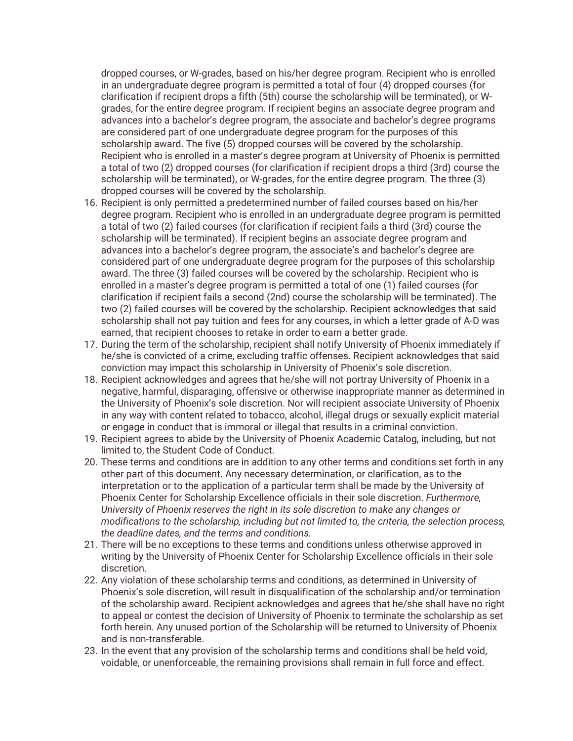dropped courses, or W-grades, based on his/her degree program. Recipient who is enrolled in an undergraduate degree program is permitted a total of four (4) dropped courses (for clarification if recipient drops a fifth (5th) course the scholarship will be terminated), or W-grades, for the entire degree program. If recipient begins an associate degree program and advances into a bachelor's degree program, the associate and bachelor's degree programs are considered part of one undergraduate degree program for the purposes of this scholarship award. The five (5) dropped courses will be covered by the scholarship. Recipient who is enrolled in a master's degree program at University of Phoenix is permitted a total of two (2) dropped courses (for clarification if recipient drops a third (3rd) course the scholarship will be terminated), or W-grades, for the entire degree program. The three (3) dropped courses will be covered by the scholarship.

16. Recipient is only permitted a predetermined number of failed courses based on his/her degree program. Recipient who is enrolled in an undergraduate degree program is permitted a total of two (2) failed courses (for clarification if recipient fails a third (3rd) course the scholarship will be terminated). If recipient begins an associate degree program and advances into a bachelor's degree program, the associate's and bachelor's degree are considered part of one undergraduate degree program for the purposes of this scholarship award. The three (3) failed courses will be covered by the scholarship. Recipient who is enrolled in a master's degree program is permitted a total of one (1) failed courses (for clarification if recipient fails a second (2nd) course the scholarship will be terminated). The two (2) failed courses will be covered by the scholarship. Recipient acknowledges that said scholarship shall not pay tuition and fees for any courses, in which a letter grade of A-D was earned, that recipient chooses to retake in order to earn a better grade.
17. During the term of the scholarship, recipient shall notify University of Phoenix immediately if he/she is convicted of a crime, excluding traffic offenses. Recipient acknowledges that said conviction may impact this scholarship in University of Phoenix's sole discretion.
18. Recipient acknowledges and agrees that he/she will not portray University of Phoenix in a negative, harmful, disparaging, offensive or otherwise inappropriate manner as determined in the University of Phoenix's sole discretion. Nor will recipient associate University of Phoenix in any way with content related to tobacco, alcohol, illegal drugs or sexually explicit material or engage in conduct that is immoral or illegal that results in a criminal conviction.
19. Recipient agrees to abide by the University of Phoenix Academic Catalog, including, but not limited to, the Student Code of Conduct.
20. These terms and conditions are in addition to any other terms and conditions set forth in any other part of this document. Any necessary determination, or clarification, as to the interpretation or to the application of a particular term shall be made by the University of Phoenix Center for Scholarship Excellence officials in their sole discretion. *Furthermore, University of Phoenix reserves the right in its sole discretion to make any changes or modifications to the scholarship, including but not limited to, the criteria, the selection process, the deadline dates, and the terms and conditions.*
21. There will be no exceptions to these terms and conditions unless otherwise approved in writing by the University of Phoenix Center for Scholarship Excellence officials in their sole discretion.
22. Any violation of these scholarship terms and conditions, as determined in University of Phoenix's sole discretion, will result in disqualification of the scholarship and/or termination of the scholarship award. Recipient acknowledges and agrees that he/she shall have no right to appeal or contest the decision of University of Phoenix to terminate the scholarship as set forth herein. Any unused portion of the Scholarship will be returned to University of Phoenix and is non-transferable.
23. In the event that any provision of the scholarship terms and conditions shall be held void, voidable, or unenforceable, the remaining provisions shall remain in full force and effect.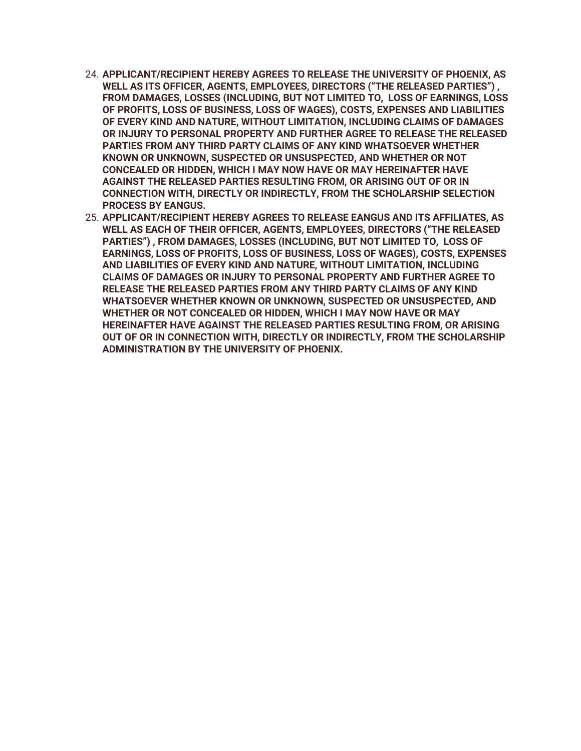24. **APPLICANT/RECIPIENT HEREBY AGREES TO RELEASE THE UNIVERSITY OF PHOENIX, AS WELL AS ITS OFFICER, AGENTS, EMPLOYEES, DIRECTORS ("THE RELEASED PARTIES") , FROM DAMAGES, LOSSES (INCLUDING, BUT NOT LIMITED TO, LOSS OF EARNINGS, LOSS OF PROFITS, LOSS OF BUSINESS, LOSS OF WAGES), COSTS, EXPENSES AND LIABILITIES OF EVERY KIND AND NATURE, WITHOUT LIMITATION, INCLUDING CLAIMS OF DAMAGES OR INJURY TO PERSONAL PROPERTY AND FURTHER AGREE TO RELEASE THE RELEASED PARTIES FROM ANY THIRD PARTY CLAIMS OF ANY KIND WHATSOEVER WHETHER KNOWN OR UNKNOWN, SUSPECTED OR UNSUSPECTED, AND WHETHER OR NOT CONCEALED OR HIDDEN, WHICH I MAY NOW HAVE OR MAY HEREINAFTER HAVE AGAINST THE RELEASED PARTIES RESULTING FROM, OR ARISING OUT OF OR IN CONNECTION WITH, DIRECTLY OR INDIRECTLY, FROM THE SCHOLARSHIP SELECTION PROCESS BY EANGUS.**
25. **APPLICANT/RECIPIENT HEREBY AGREES TO RELEASE EANGUS AND ITS AFFILIATES, AS WELL AS EACH OF THEIR OFFICER, AGENTS, EMPLOYEES, DIRECTORS ("THE RELEASED PARTIES") , FROM DAMAGES, LOSSES (INCLUDING, BUT NOT LIMITED TO, LOSS OF EARNINGS, LOSS OF PROFITS, LOSS OF BUSINESS, LOSS OF WAGES), COSTS, EXPENSES AND LIABILITIES OF EVERY KIND AND NATURE, WITHOUT LIMITATION, INCLUDING CLAIMS OF DAMAGES OR INJURY TO PERSONAL PROPERTY AND FURTHER AGREE TO RELEASE THE RELEASED PARTIES FROM ANY THIRD PARTY CLAIMS OF ANY KIND WHATSOEVER WHETHER KNOWN OR UNKNOWN, SUSPECTED OR UNSUSPECTED, AND WHETHER OR NOT CONCEALED OR HIDDEN, WHICH I MAY NOW HAVE OR MAY HEREINAFTER HAVE AGAINST THE RELEASED PARTIES RESULTING FROM, OR ARISING OUT OF OR IN CONNECTION WITH, DIRECTLY OR INDIRECTLY, FROM THE SCHOLARSHIP ADMINISTRATION BY THE UNIVERSITY OF PHOENIX.**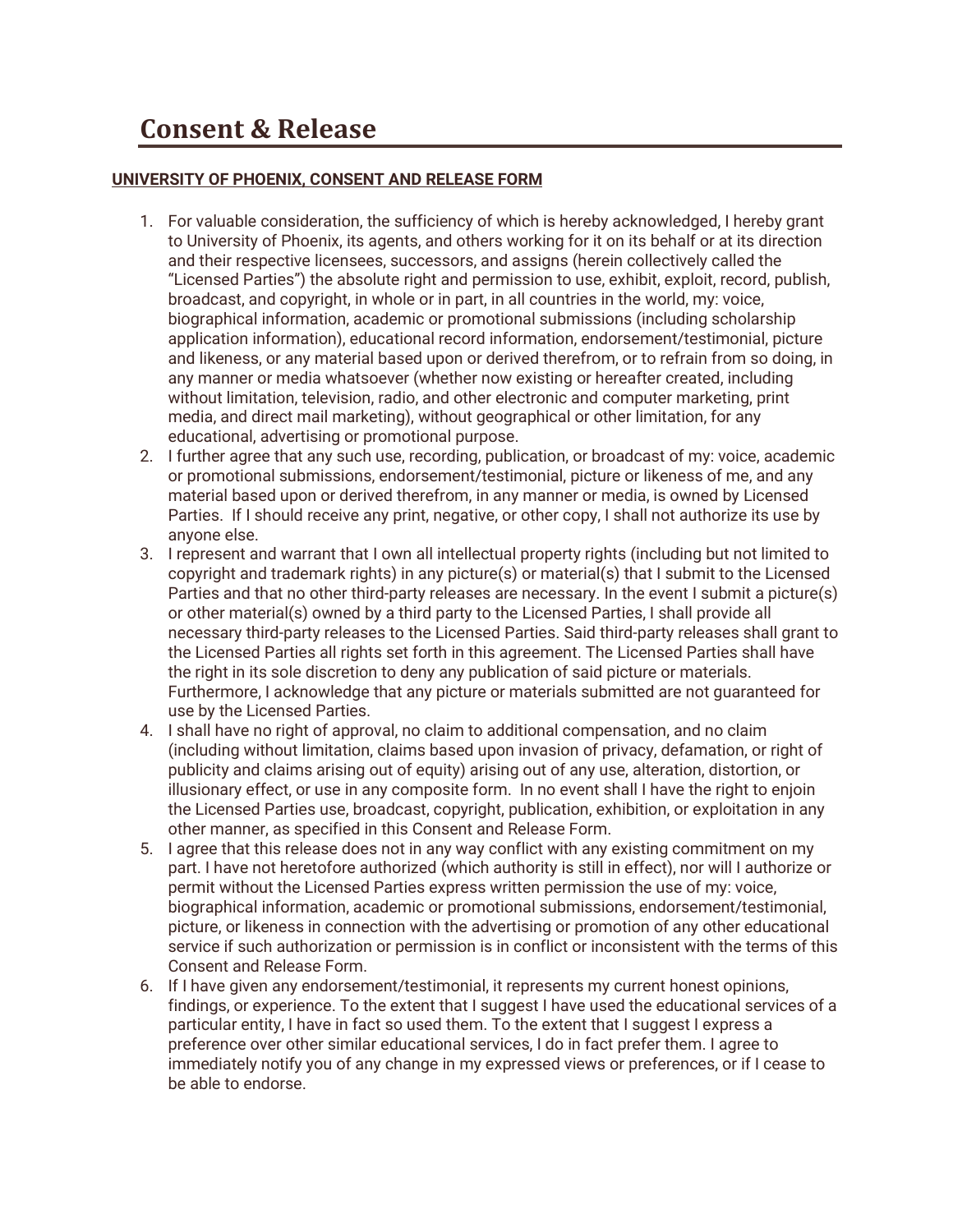# Consent & Release

**UNIVERSITY OF PHOENIX, CONSENT AND RELEASE FORM**

1. For valuable consideration, the sufficiency of which is hereby acknowledged, I hereby grant to University of Phoenix, its agents, and others working for it on its behalf or at its direction and their respective licensees, successors, and assigns (herein collectively called the "Licensed Parties") the absolute right and permission to use, exhibit, exploit, record, publish, broadcast, and copyright, in whole or in part, in all countries in the world, my: voice, biographical information, academic or promotional submissions (including scholarship application information), educational record information, endorsement/testimonial, picture and likeness, or any material based upon or derived therefrom, or to refrain from so doing, in any manner or media whatsoever (whether now existing or hereafter created, including without limitation, television, radio, and other electronic and computer marketing, print media, and direct mail marketing), without geographical or other limitation, for any educational, advertising or promotional purpose.
2. I further agree that any such use, recording, publication, or broadcast of my: voice, academic or promotional submissions, endorsement/testimonial, picture or likeness of me, and any material based upon or derived therefrom, in any manner or media, is owned by Licensed Parties. If I should receive any print, negative, or other copy, I shall not authorize its use by anyone else.
3. I represent and warrant that I own all intellectual property rights (including but not limited to copyright and trademark rights) in any picture(s) or material(s) that I submit to the Licensed Parties and that no other third-party releases are necessary. In the event I submit a picture(s) or other material(s) owned by a third party to the Licensed Parties, I shall provide all necessary third-party releases to the Licensed Parties. Said third-party releases shall grant to the Licensed Parties all rights set forth in this agreement. The Licensed Parties shall have the right in its sole discretion to deny any publication of said picture or materials. Furthermore, I acknowledge that any picture or materials submitted are not guaranteed for use by the Licensed Parties.
4. I shall have no right of approval, no claim to additional compensation, and no claim (including without limitation, claims based upon invasion of privacy, defamation, or right of publicity and claims arising out of equity) arising out of any use, alteration, distortion, or illusionary effect, or use in any composite form. In no event shall I have the right to enjoin the Licensed Parties use, broadcast, copyright, publication, exhibition, or exploitation in any other manner, as specified in this Consent and Release Form.
5. I agree that this release does not in any way conflict with any existing commitment on my part. I have not heretofore authorized (which authority is still in effect), nor will I authorize or permit without the Licensed Parties express written permission the use of my: voice, biographical information, academic or promotional submissions, endorsement/testimonial, picture, or likeness in connection with the advertising or promotion of any other educational service if such authorization or permission is in conflict or inconsistent with the terms of this Consent and Release Form.
6. If I have given any endorsement/testimonial, it represents my current honest opinions, findings, or experience. To the extent that I suggest I have used the educational services of a particular entity, I have in fact so used them. To the extent that I suggest I express a preference over other similar educational services, I do in fact prefer them. I agree to immediately notify you of any change in my expressed views or preferences, or if I cease to be able to endorse.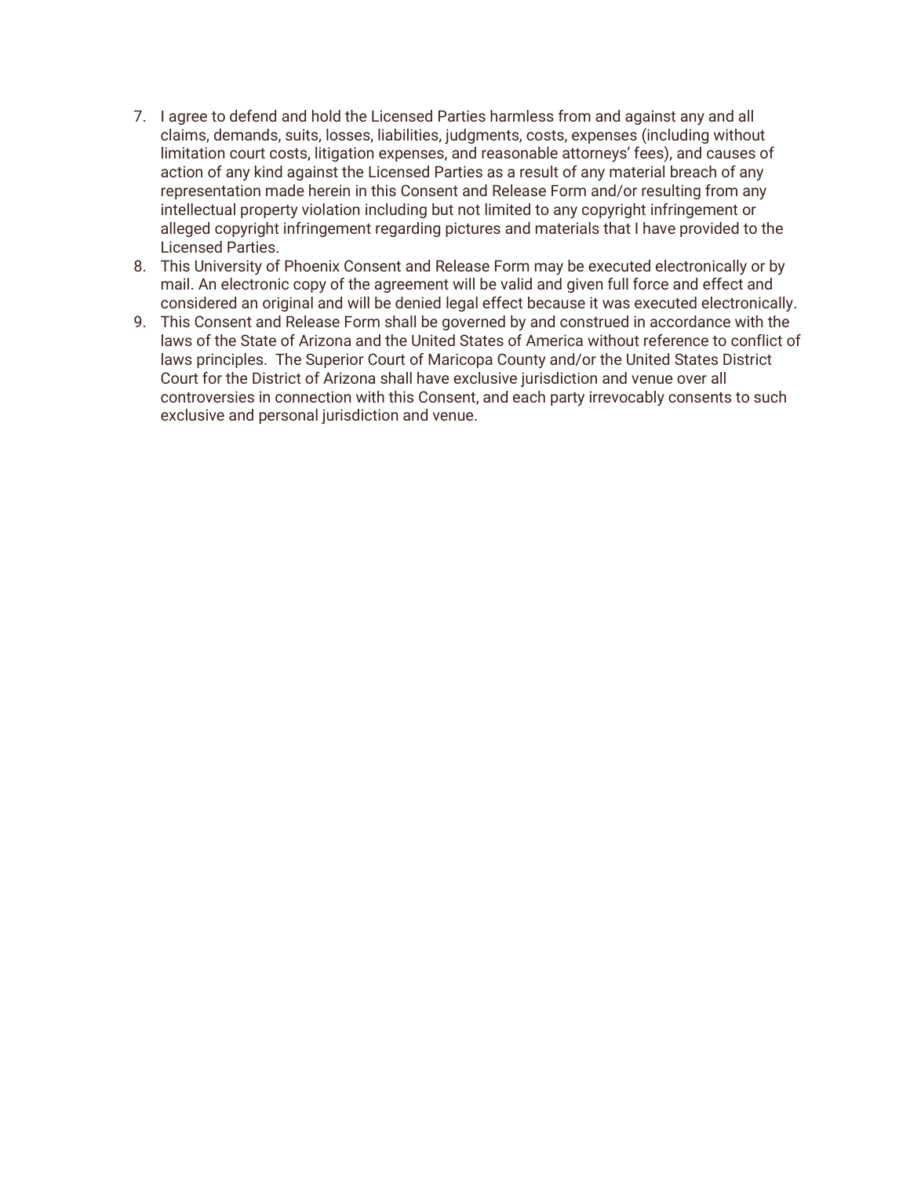7. I agree to defend and hold the Licensed Parties harmless from and against any and all claims, demands, suits, losses, liabilities, judgments, costs, expenses (including without limitation court costs, litigation expenses, and reasonable attorneys' fees), and causes of action of any kind against the Licensed Parties as a result of any material breach of any representation made herein in this Consent and Release Form and/or resulting from any intellectual property violation including but not limited to any copyright infringement or alleged copyright infringement regarding pictures and materials that I have provided to the Licensed Parties.
8. This University of Phoenix Consent and Release Form may be executed electronically or by mail. An electronic copy of the agreement will be valid and given full force and effect and considered an original and will be denied legal effect because it was executed electronically.
9. This Consent and Release Form shall be governed by and construed in accordance with the laws of the State of Arizona and the United States of America without reference to conflict of laws principles. The Superior Court of Maricopa County and/or the United States District Court for the District of Arizona shall have exclusive jurisdiction and venue over all controversies in connection with this Consent, and each party irrevocably consents to such exclusive and personal jurisdiction and venue.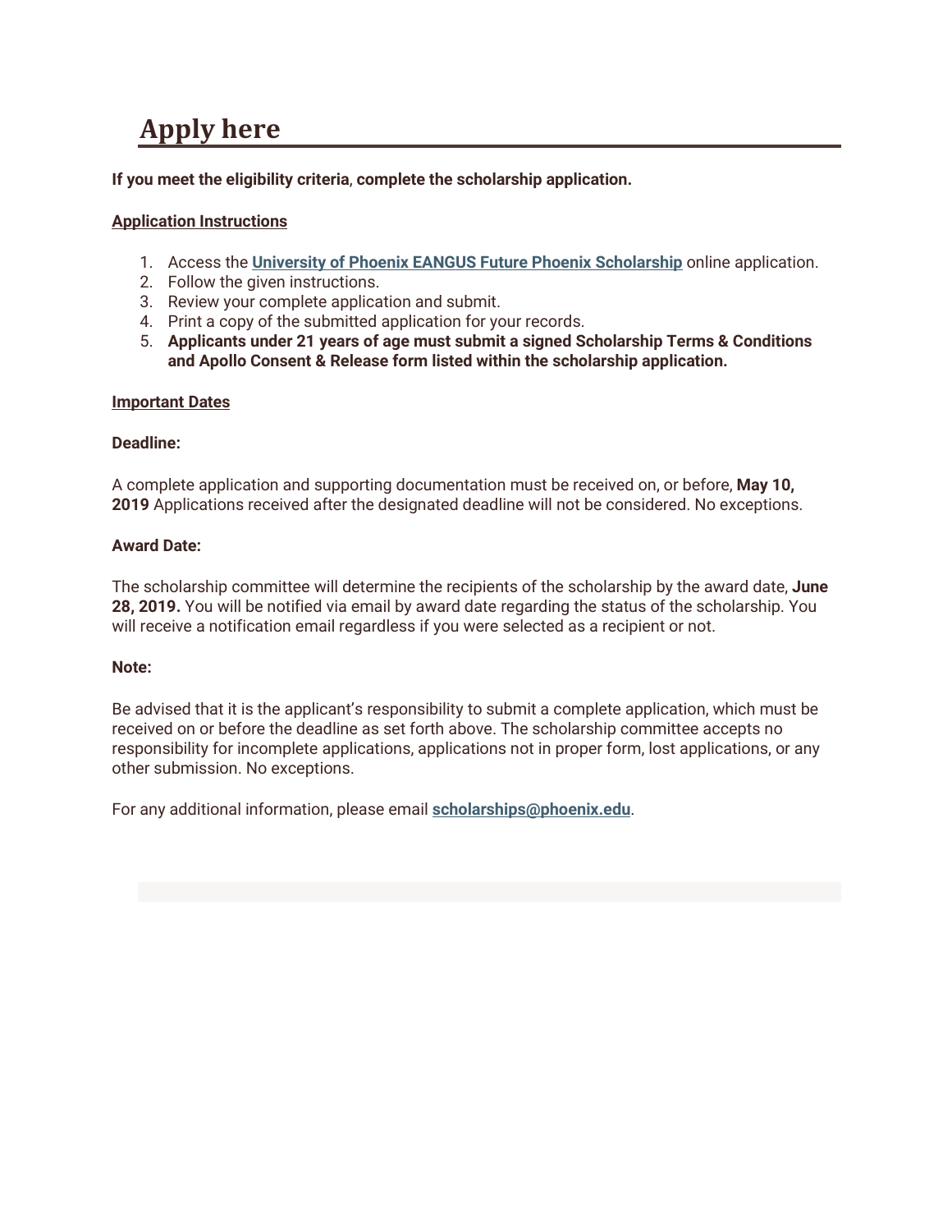# Apply here

**If you meet the eligibility criteria**, **complete the scholarship application.**

**Application Instructions**

1. Access the **University of Phoenix EANGUS Future Phoenix Scholarship** online application.
2. Follow the given instructions.
3. Review your complete application and submit.
4. Print a copy of the submitted application for your records.
5. **Applicants under 21 years of age must submit a signed Scholarship Terms & Conditions and Apollo Consent & Release form listed within the scholarship application.**

**Important Dates**

**Deadline:**

A complete application and supporting documentation must be received on, or before, **May 10, 2019** Applications received after the designated deadline will not be considered. No exceptions.

**Award Date:**

The scholarship committee will determine the recipients of the scholarship by the award date, **June 28, 2019.** You will be notified via email by award date regarding the status of the scholarship. You will receive a notification email regardless if you were selected as a recipient or not.

**Note:**

Be advised that it is the applicant's responsibility to submit a complete application, which must be received on or before the deadline as set forth above. The scholarship committee accepts no responsibility for incomplete applications, applications not in proper form, lost applications, or any other submission. No exceptions.

For any additional information, please email **scholarships@phoenix.edu**.